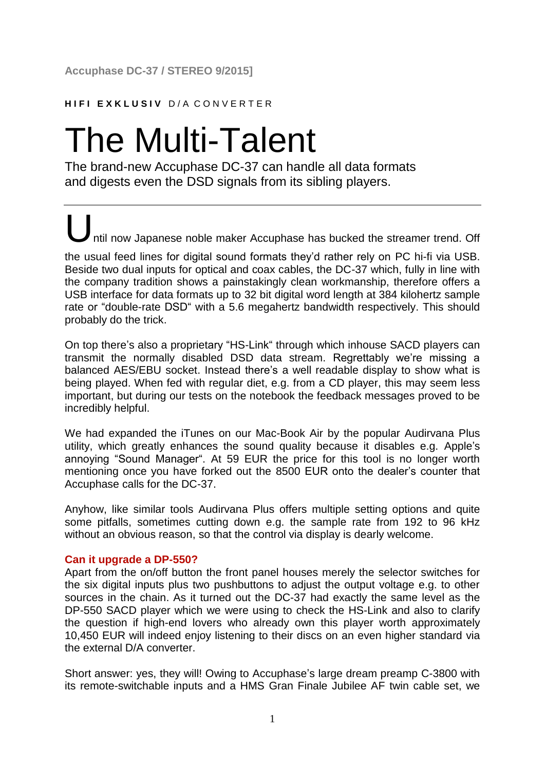Accuphase DC-37 / STEREO 9/2015]

**HIFI EXKLUSIV** D/A CONVERTER

# The Multi-Talent

The brand-new Accuphase DC-37 can handle all data formats and digests even the DSD signals from its sibling players.

---

Until now Japanese noble maker Accuphase has bucked the streamer trend. Off the usual feed lines for digital sound formats they'd rather rely on PC hi-fi via USB. Beside two dual inputs for optical and coax cables, the DC-37 which, fully in line with the company tradition shows a painstakingly clean workmanship, therefore offers a USB interface for data formats up to 32 bit digital word length at 384 kilohertz sample rate or "double-rate DSD" with a 5.6 megahertz bandwidth respectively. This should probably do the trick.

On top there's also a proprietary "HS-Link" through which inhouse SACD players can transmit the normally disabled DSD data stream. Regrettably we're missing a balanced AES/EBU socket. Instead there's a well readable display to show what is being played. When fed with regular diet, e.g. from a CD player, this may seem less important, but during our tests on the notebook the feedback messages proved to be incredibly helpful.

We had expanded the iTunes on our Mac-Book Air by the popular Audirvana Plus utility, which greatly enhances the sound quality because it disables e.g. Apple's annoying "Sound Manager". At 59 EUR the price for this tool is no longer worth mentioning once you have forked out the 8500 EUR onto the dealer's counter that Accuphase calls for the DC-37.

Anyhow, like similar tools Audirvana Plus offers multiple setting options and quite some pitfalls, sometimes cutting down e.g. the sample rate from 192 to 96 kHz without an obvious reason, so that the control via display is dearly welcome.

### Can it upgrade a DP-550?

Apart from the on/off button the front panel houses merely the selector switches for the six digital inputs plus two pushbuttons to adjust the output voltage e.g. to other sources in the chain. As it turned out the DC-37 had exactly the same level as the DP-550 SACD player which we were using to check the HS-Link and also to clarify the question if high-end lovers who already own this player worth approximately 10,450 EUR will indeed enjoy listening to their discs on an even higher standard via the external D/A converter.

Short answer: yes, they will! Owing to Accuphase's large dream preamp C-3800 with its remote-switchable inputs and a HMS Gran Finale Jubilee AF twin cable set, we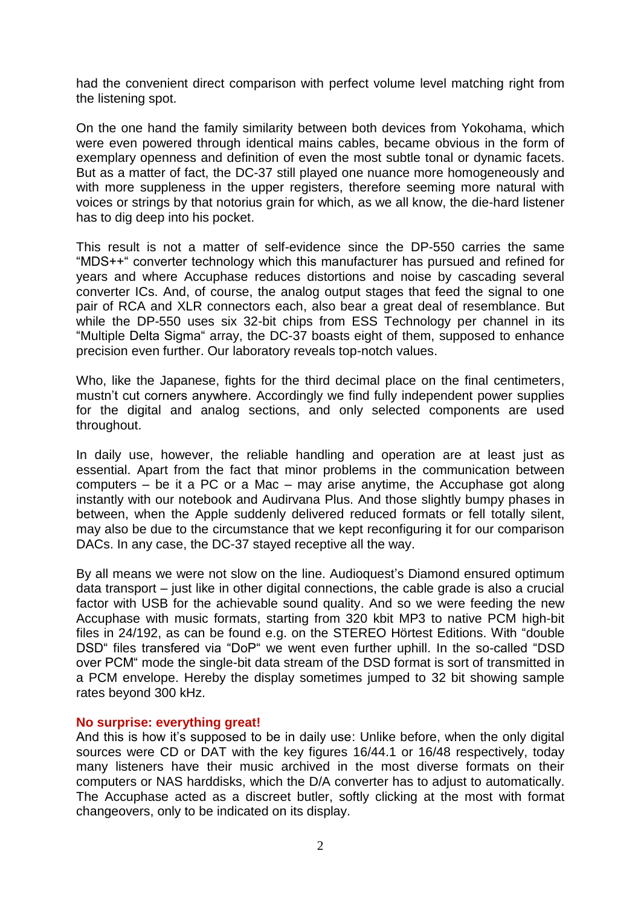had the convenient direct comparison with perfect volume level matching right from the listening spot.

On the one hand the family similarity between both devices from Yokohama, which were even powered through identical mains cables, became obvious in the form of exemplary openness and definition of even the most subtle tonal or dynamic facets. But as a matter of fact, the DC-37 still played one nuance more homogeneously and with more suppleness in the upper registers, therefore seeming more natural with voices or strings by that notorius grain for which, as we all know, the die-hard listener has to dig deep into his pocket.

This result is not a matter of self-evidence since the DP-550 carries the same "MDS++" converter technology which this manufacturer has pursued and refined for years and where Accuphase reduces distortions and noise by cascading several converter ICs. And, of course, the analog output stages that feed the signal to one pair of RCA and XLR connectors each, also bear a great deal of resemblance. But while the DP-550 uses six 32-bit chips from ESS Technology per channel in its "Multiple Delta Sigma" array, the DC-37 boasts eight of them, supposed to enhance precision even further. Our laboratory reveals top-notch values.

Who, like the Japanese, fights for the third decimal place on the final centimeters, mustn't cut corners anywhere. Accordingly we find fully independent power supplies for the digital and analog sections, and only selected components are used throughout.

In daily use, however, the reliable handling and operation are at least just as essential. Apart from the fact that minor problems in the communication between computers – be it a PC or a Mac – may arise anytime, the Accuphase got along instantly with our notebook and Audirvana Plus. And those slightly bumpy phases in between, when the Apple suddenly delivered reduced formats or fell totally silent, may also be due to the circumstance that we kept reconfiguring it for our comparison DACs. In any case, the DC-37 stayed receptive all the way.

By all means we were not slow on the line. Audioquest's Diamond ensured optimum data transport – just like in other digital connections, the cable grade is also a crucial factor with USB for the achievable sound quality. And so we were feeding the new Accuphase with music formats, starting from 320 kbit MP3 to native PCM high-bit files in 24/192, as can be found e.g. on the STEREO Hörtest Editions. With "double DSD" files transfered via "DoP" we went even further uphill. In the so-called "DSD over PCM" mode the single-bit data stream of the DSD format is sort of transmitted in a PCM envelope. Hereby the display sometimes jumped to 32 bit showing sample rates beyond 300 kHz.

### No surprise: everything great!

And this is how it's supposed to be in daily use: Unlike before, when the only digital sources were CD or DAT with the key figures 16/44.1 or 16/48 respectively, today many listeners have their music archived in the most diverse formats on their computers or NAS harddisks, which the D/A converter has to adjust to automatically. The Accuphase acted as a discreet butler, softly clicking at the most with format changeovers, only to be indicated on its display.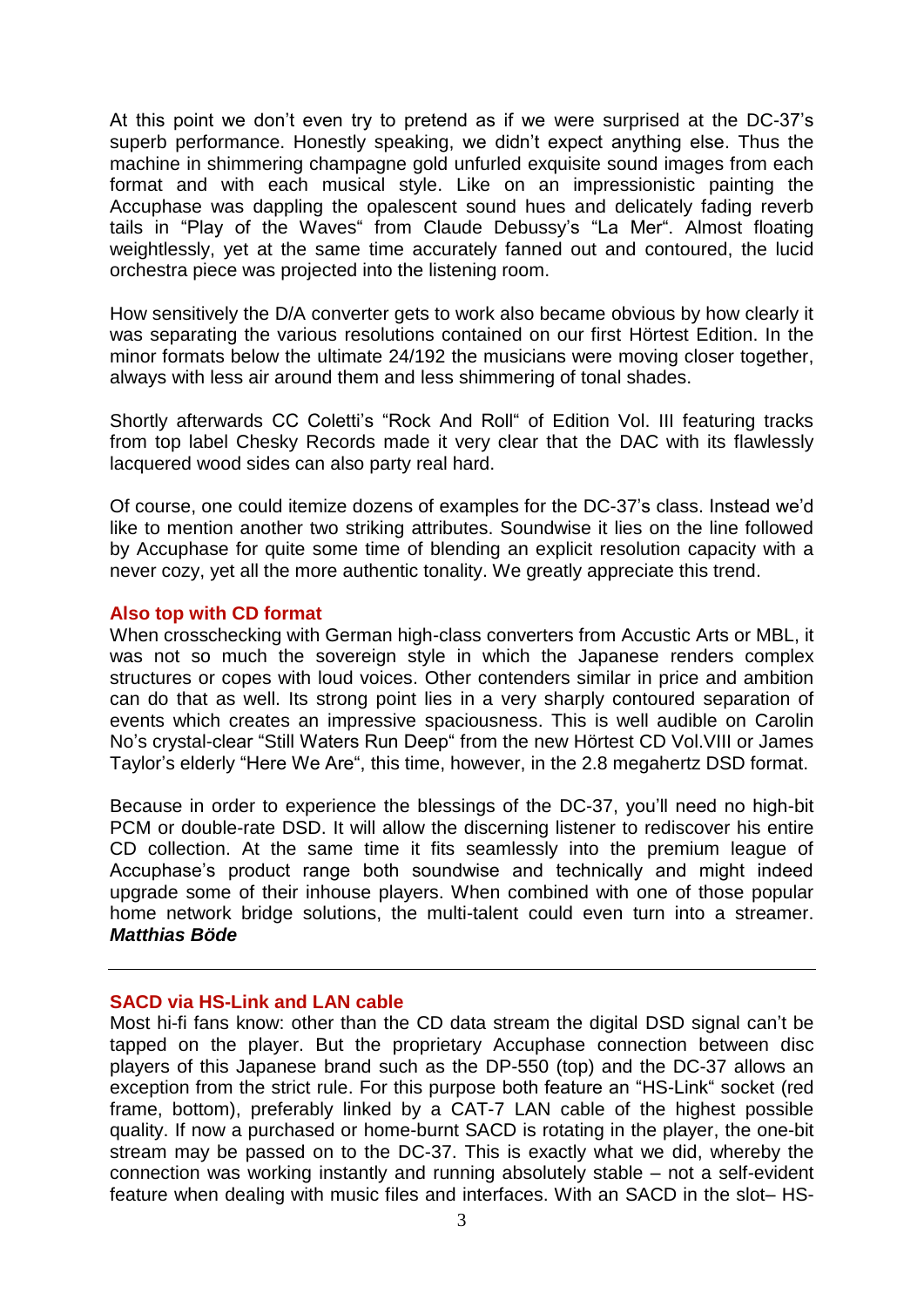At this point we don't even try to pretend as if we were surprised at the DC-37's superb performance. Honestly speaking, we didn't expect anything else. Thus the machine in shimmering champagne gold unfurled exquisite sound images from each format and with each musical style. Like on an impressionistic painting the Accuphase was dappling the opalescent sound hues and delicately fading reverb tails in "Play of the Waves" from Claude Debussy's "La Mer". Almost floating weightlessly, yet at the same time accurately fanned out and contoured, the lucid orchestra piece was projected into the listening room.

How sensitively the D/A converter gets to work also became obvious by how clearly it was separating the various resolutions contained on our first Hörtest Edition. In the minor formats below the ultimate 24/192 the musicians were moving closer together, always with less air around them and less shimmering of tonal shades.

Shortly afterwards CC Coletti's "Rock And Roll" of Edition Vol. III featuring tracks from top label Chesky Records made it very clear that the DAC with its flawlessly lacquered wood sides can also party real hard.

Of course, one could itemize dozens of examples for the DC-37's class. Instead we'd like to mention another two striking attributes. Soundwise it lies on the line followed by Accuphase for quite some time of blending an explicit resolution capacity with a never cozy, yet all the more authentic tonality. We greatly appreciate this trend.

**Also top with CD format**

When crosschecking with German high-class converters from Accustic Arts or MBL, it was not so much the sovereign style in which the Japanese renders complex structures or copes with loud voices. Other contenders similar in price and ambition can do that as well. Its strong point lies in a very sharply contoured separation of events which creates an impressive spaciousness. This is well audible on Carolin No's crystal-clear "Still Waters Run Deep" from the new Hörtest CD Vol.VIII or James Taylor's elderly "Here We Are", this time, however, in the 2.8 megahertz DSD format.

Because in order to experience the blessings of the DC-37, you'll need no high-bit PCM or double-rate DSD. It will allow the discerning listener to rediscover his entire CD collection. At the same time it fits seamlessly into the premium league of Accuphase's product range both soundwise and technically and might indeed upgrade some of their inhouse players. When combined with one of those popular home network bridge solutions, the multi-talent could even turn into a streamer. ***Matthias Böde***

---

**SACD via HS-Link and LAN cable**

Most hi-fi fans know: other than the CD data stream the digital DSD signal can't be tapped on the player. But the proprietary Accuphase connection between disc players of this Japanese brand such as the DP-550 (top) and the DC-37 allows an exception from the strict rule. For this purpose both feature an "HS-Link" socket (red frame, bottom), preferably linked by a CAT-7 LAN cable of the highest possible quality. If now a purchased or home-burnt SACD is rotating in the player, the one-bit stream may be passed on to the DC-37. This is exactly what we did, whereby the connection was working instantly and running absolutely stable – not a self-evident feature when dealing with music files and interfaces. With an SACD in the slot– HS-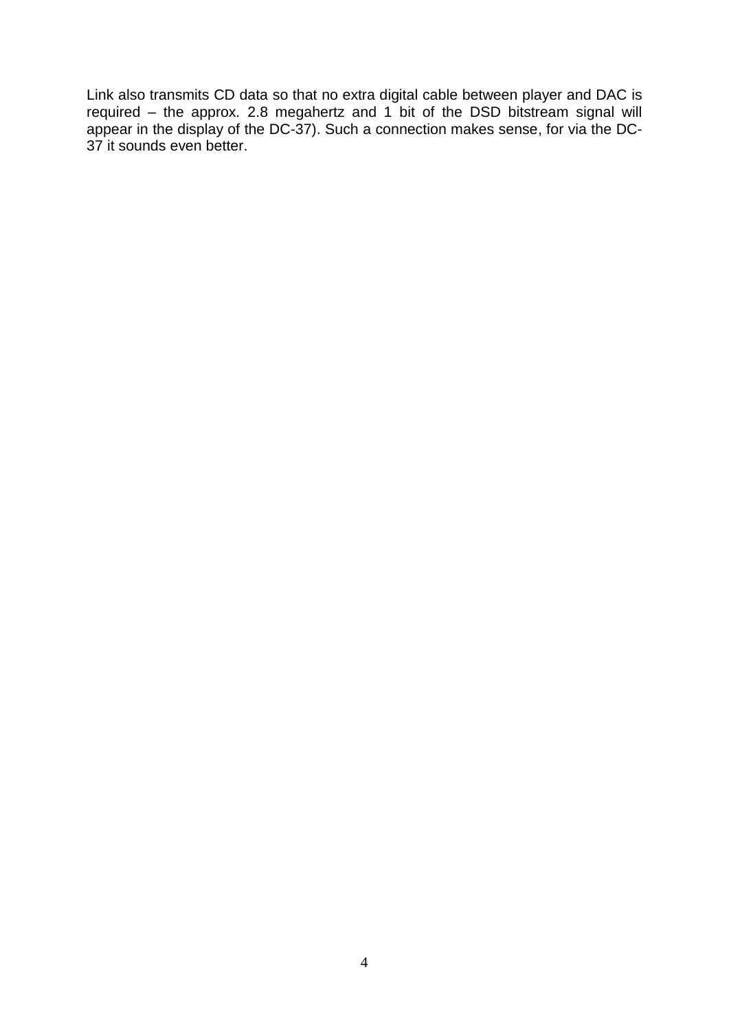Link also transmits CD data so that no extra digital cable between player and DAC is required – the approx. 2.8 megahertz and 1 bit of the DSD bitstream signal will appear in the display of the DC-37). Such a connection makes sense, for via the DC-37 it sounds even better.